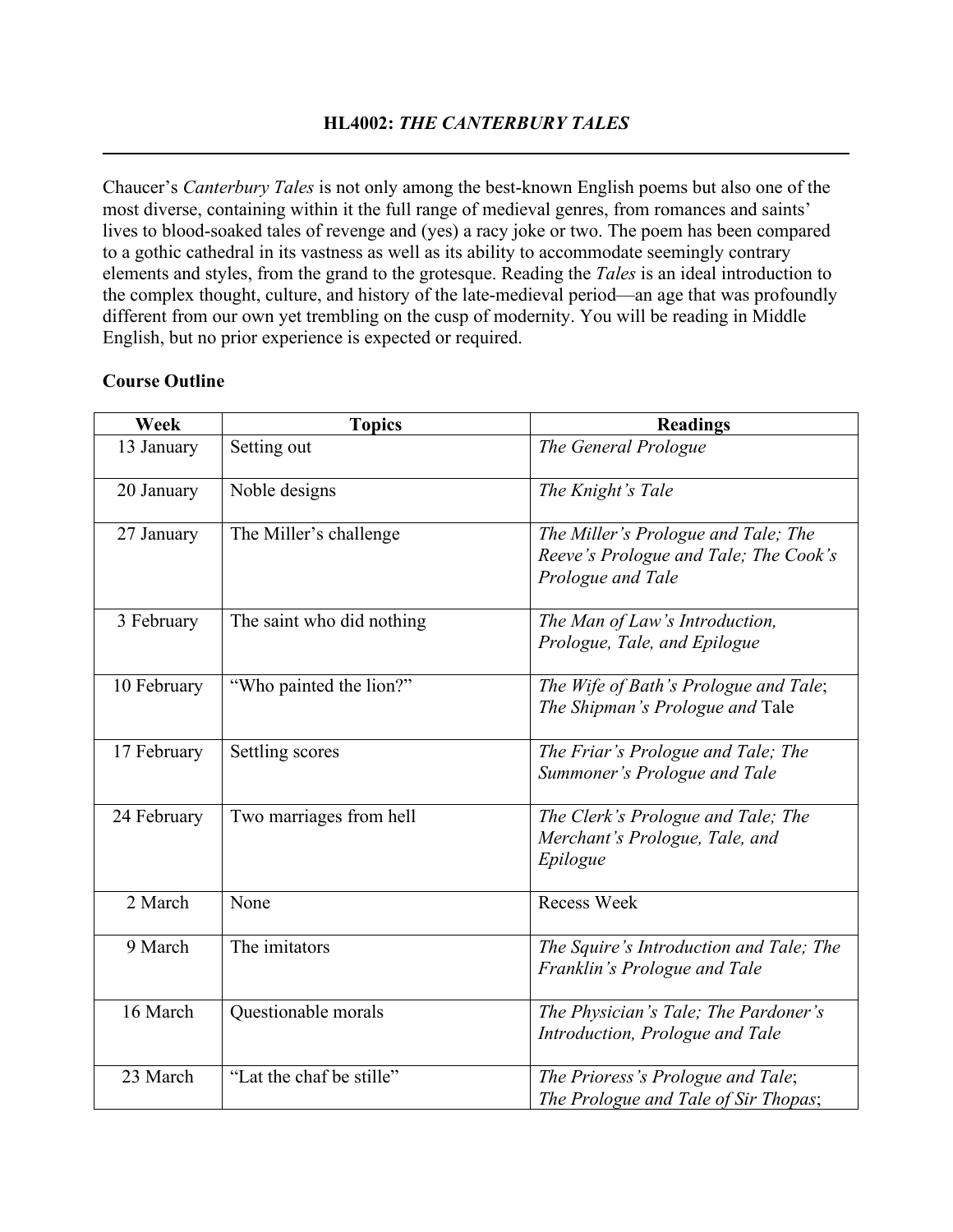# HL4002: *THE CANTERBURY TALES*

Chaucer's *Canterbury Tales* is not only among the best-known English poems but also one of the most diverse, containing within it the full range of medieval genres, from romances and saints' lives to blood-soaked tales of revenge and (yes) a racy joke or two. The poem has been compared to a gothic cathedral in its vastness as well as its ability to accommodate seemingly contrary elements and styles, from the grand to the grotesque. Reading the *Tales* is an ideal introduction to the complex thought, culture, and history of the late-medieval period—an age that was profoundly different from our own yet trembling on the cusp of modernity. You will be reading in Middle English, but no prior experience is expected or required.

**Course Outline**

| Week | Topics | Readings |
|---|---|---|
| 13 January | Setting out | *The General Prologue* |
| 20 January | Noble designs | *The Knight's Tale* |
| 27 January | The Miller's challenge | *The Miller's Prologue and Tale; The Reeve's Prologue and Tale; The Cook's Prologue and Tale* |
| 3 February | The saint who did nothing | *The Man of Law's Introduction, Prologue, Tale, and Epilogue* |
| 10 February | "Who painted the lion?" | *The Wife of Bath's Prologue and Tale*; *The Shipman's Prologue and* Tale |
| 17 February | Settling scores | *The Friar's Prologue and Tale; The Summoner's Prologue and Tale* |
| 24 February | Two marriages from hell | *The Clerk's Prologue and Tale; The Merchant's Prologue, Tale, and Epilogue* |
| 2 March | None | Recess Week |
| 9 March | The imitators | *The Squire's Introduction and Tale; The Franklin's Prologue and Tale* |
| 16 March | Questionable morals | *The Physician's Tale; The Pardoner's Introduction, Prologue and Tale* |
| 23 March | "Lat the chaf be stille" | *The Prioress's Prologue and Tale*; *The Prologue and Tale of Sir Thopas*; |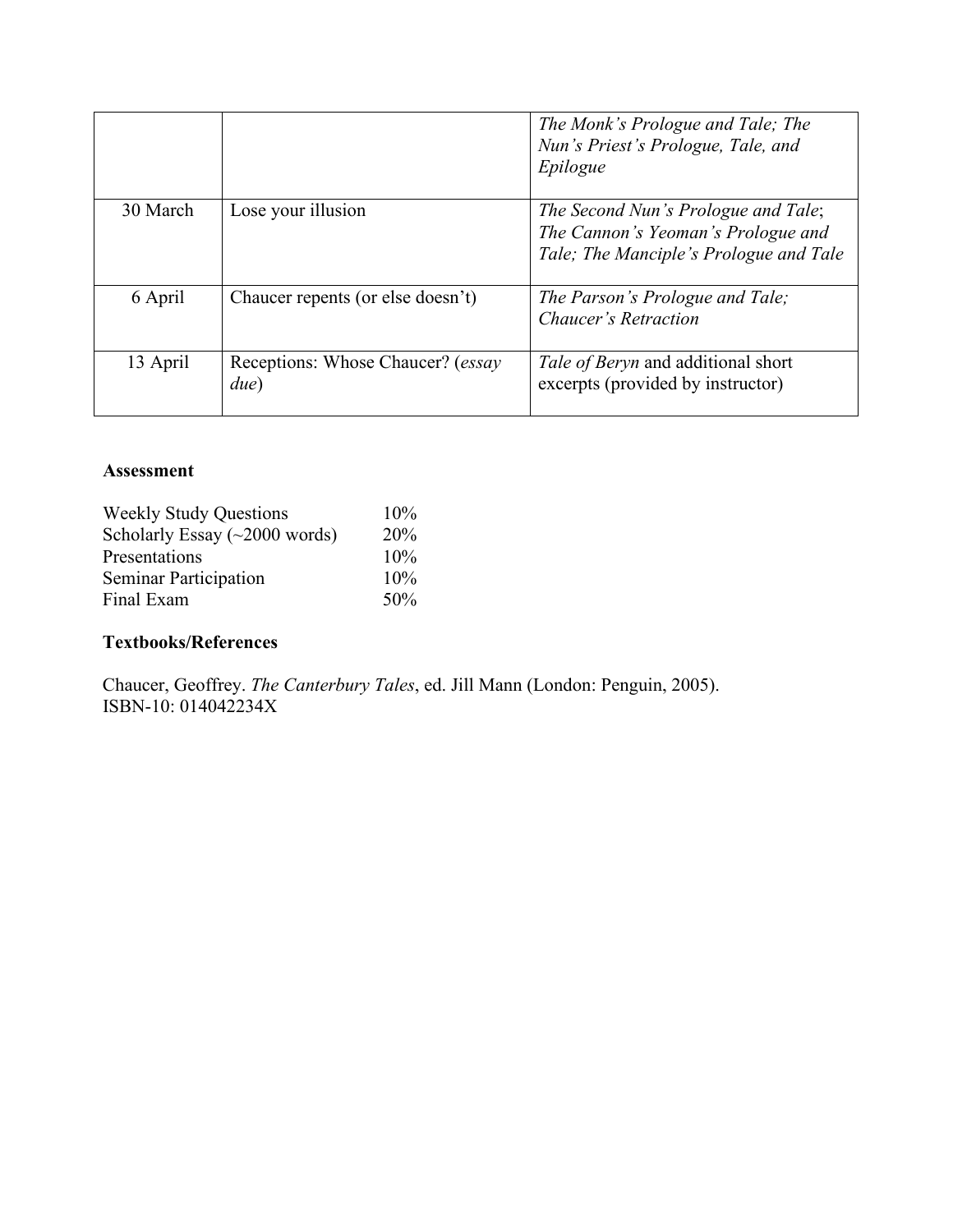| | | |
|---|---|---|
| | | *The Monk's Prologue and Tale; The Nun's Priest's Prologue, Tale, and Epilogue* |
| 30 March | Lose your illusion | *The Second Nun's Prologue and Tale*; *The Cannon's Yeoman's Prologue and Tale; The Manciple's Prologue and Tale* |
| 6 April | Chaucer repents (or else doesn't) | *The Parson's Prologue and Tale; Chaucer's Retraction* |
| 13 April | Receptions: Whose Chaucer? (*essay due*) | *Tale of Beryn* and additional short excerpts (provided by instructor) |

**Assessment**

| | |
|---|---|
| Weekly Study Questions | 10% |
| Scholarly Essay (~2000 words) | 20% |
| Presentations | 10% |
| Seminar Participation | 10% |
| Final Exam | 50% |

**Textbooks/References**

Chaucer, Geoffrey. *The Canterbury Tales*, ed. Jill Mann (London: Penguin, 2005).
ISBN-10: 014042234X